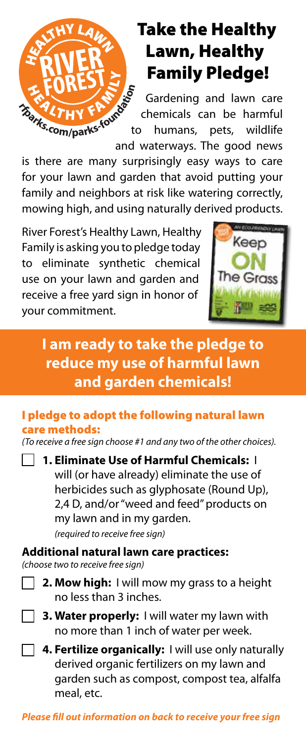# Take the Healthy Lawn, Healthy Family Pledge!

Gardening and lawn care chemicals can be harmful to humans, pets, wildlife and waterways. The good news is there are many surprisingly easy ways to care for your lawn and garden that avoid putting your family and neighbors at risk like watering correctly, mowing high, and using naturally derived products.

River Forest's Healthy Lawn, Healthy Family is asking you to pledge today to eliminate synthetic chemical use on your lawn and garden and receive a free yard sign in honor of your commitment.

## I am ready to take the pledge to reduce my use of harmful lawn and garden chemicals!

### I pledge to adopt the following natural lawn care methods:

*(To receive a free sign choose #1 and any two of the other choices).*

- [ ] **1. Eliminate Use of Harmful Chemicals:** I will (or have already) eliminate the use of herbicides such as glyphosate (Round Up), 2,4 D, and/or "weed and feed" products on my lawn and in my garden.
  *(required to receive free sign)*

**Additional natural lawn care practices:**
*(choose two to receive free sign)*

- [ ] **2. Mow high:** I will mow my grass to a height no less than 3 inches.
- [ ] **3. Water properly:** I will water my lawn with no more than 1 inch of water per week.
- [ ] **4. Fertilize organically:** I will use only naturally derived organic fertilizers on my lawn and garden such as compost, compost tea, alfalfa meal, etc.

***Please fill out information on back to receive your free sign***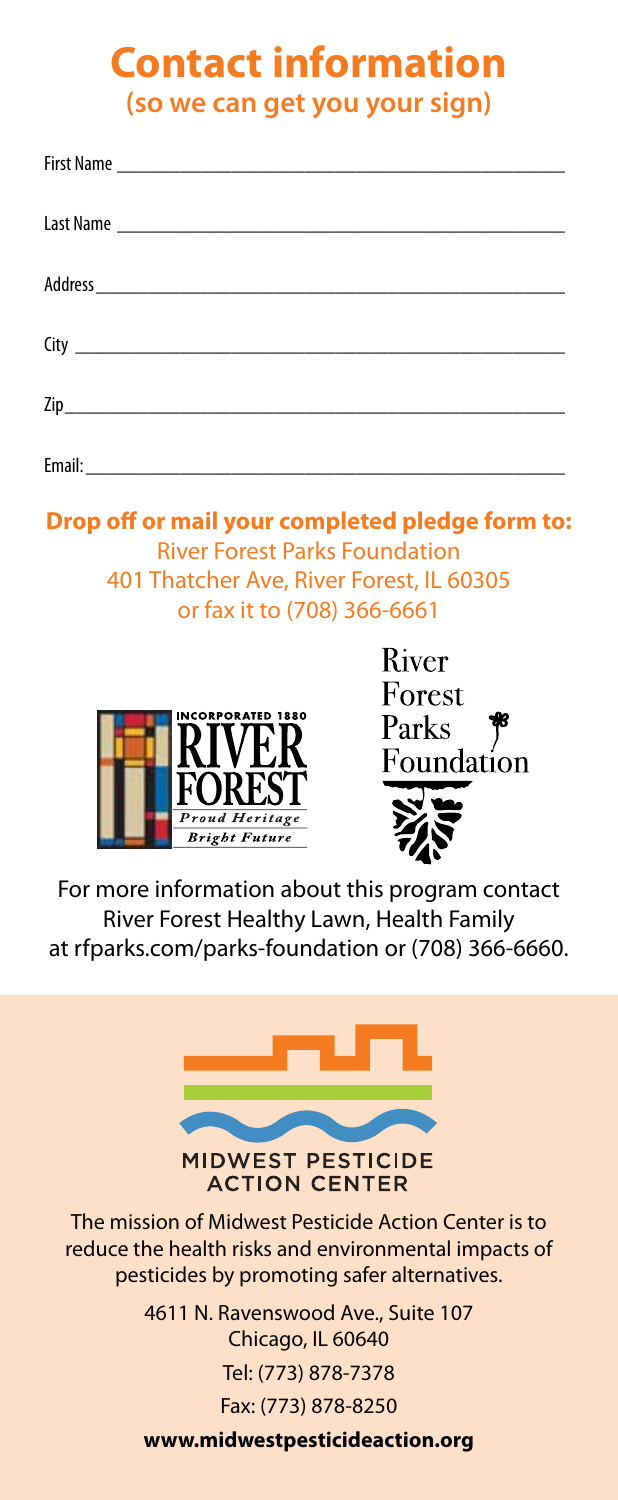# Contact information

## (so we can get you your sign)

First Name ______________________________________________

Last Name ______________________________________________

Address ________________________________________________

City ___________________________________________________

Zip ____________________________________________________

Email: _________________________________________________

**Drop off or mail your completed pledge form to:**

River Forest Parks Foundation
401 Thatcher Ave, River Forest, IL 60305
or fax it to (708) 366-6661

INCORPORATED 1880
RIVER FOREST
*Proud Heritage*
*Bright Future*

River Forest Parks Foundation

For more information about this program contact
River Forest Healthy Lawn, Health Family
at rfparks.com/parks-foundation or (708) 366-6660.

MIDWEST PESTICIDE ACTION CENTER

The mission of Midwest Pesticide Action Center is to reduce the health risks and environmental impacts of pesticides by promoting safer alternatives.

4611 N. Ravenswood Ave., Suite 107
Chicago, IL 60640

Tel: (773) 878-7378

Fax: (773) 878-8250

**www.midwestpesticideaction.org**